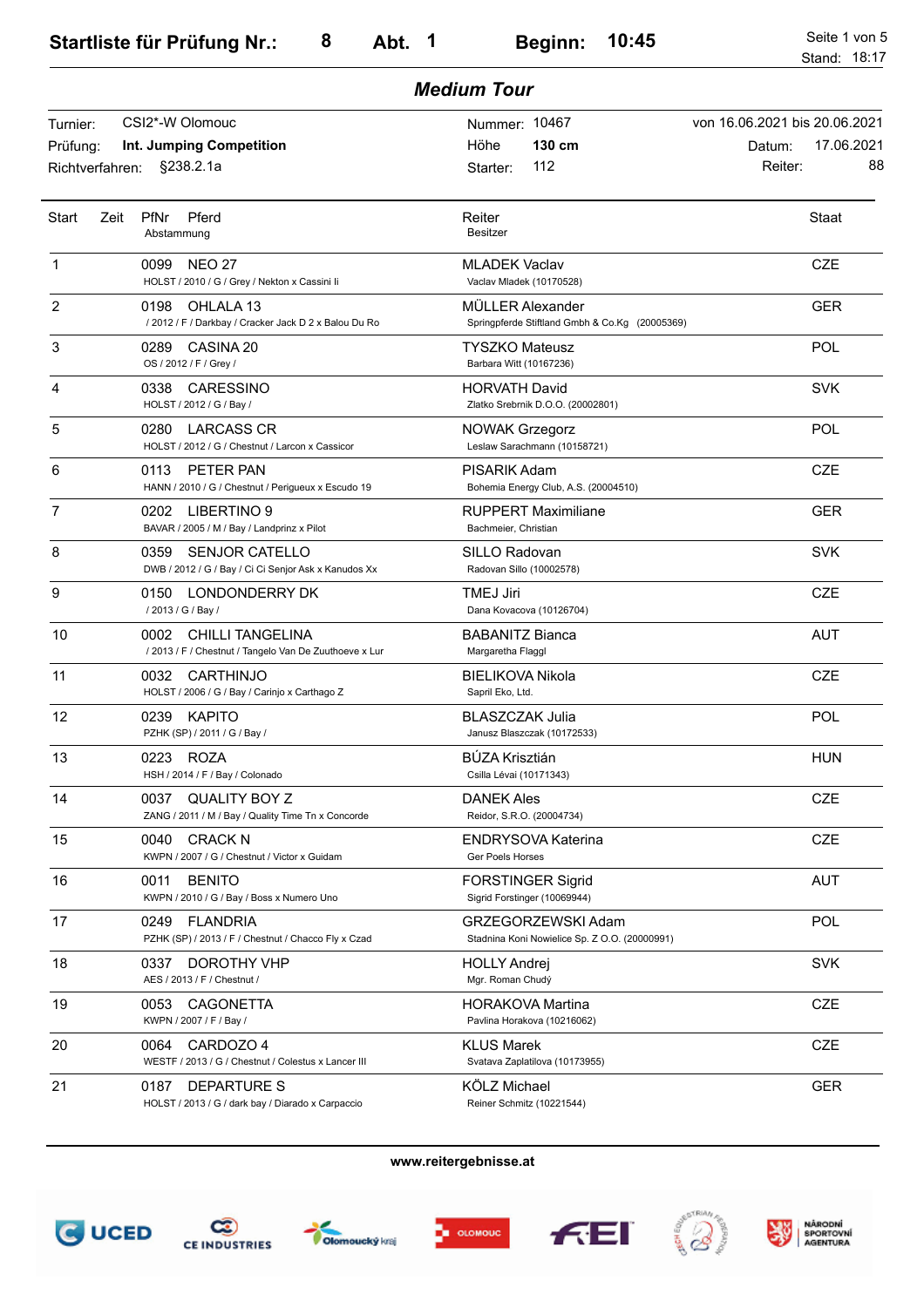# Startliste für Prüfung Nr.: 8 Abt. 1 Beginn: 10:45

Stand: 18:17

## *Medium Tour*

| | | | |
|---|---|---|---|
| Turnier: CSI2*-W Olomouc | Nummer: 10467 | von 16.06.2021 bis 20.06.2021 | |
| Prüfung: **Int. Jumping Competition** | Höhe **130 cm** | Datum: | 17.06.2021 |
| Richtverfahren: §238.2.1a | Starter: 112 | Reiter: | 88 |

| Start | Zeit | PfNr | Pferd / Abstammung | Reiter / Besitzer | Staat |
|---|---|---|---|---|---|
| 1 | | 0099 | NEO 27<br>HOLST / 2010 / G / Grey / Nekton x Cassini Ii | MLADEK Vaclav<br>Vaclav Mladek (10170528) | CZE |
| 2 | | 0198 | OHLALA 13<br>/ 2012 / F / Darkbay / Cracker Jack D 2 x Balou Du Ro | MÜLLER Alexander<br>Springpferde Stiftland Gmbh & Co.Kg (20005369) | GER |
| 3 | | 0289 | CASINA 20<br>OS / 2012 / F / Grey / | TYSZKO Mateusz<br>Barbara Witt (10167236) | POL |
| 4 | | 0338 | CARESSINO<br>HOLST / 2012 / G / Bay / | HORVATH David<br>Zlatko Srebrnik D.O.O. (20002801) | SVK |
| 5 | | 0280 | LARCASS CR<br>HOLST / 2012 / G / Chestnut / Larcon x Cassicor | NOWAK Grzegorz<br>Leslaw Sarachmann (10158721) | POL |
| 6 | | 0113 | PETER PAN<br>HANN / 2010 / G / Chestnut / Perigueux x Escudo 19 | PISARIK Adam<br>Bohemia Energy Club, A.S. (20004510) | CZE |
| 7 | | 0202 | LIBERTINO 9<br>BAVAR / 2005 / M / Bay / Landprinz x Pilot | RUPPERT Maximiliane<br>Bachmeier, Christian | GER |
| 8 | | 0359 | SENJOR CATELLO<br>DWB / 2012 / G / Bay / Ci Ci Senjor Ask x Kanudos Xx | SILLO Radovan<br>Radovan Sillo (10002578) | SVK |
| 9 | | 0150 | LONDONDERRY DK<br>/ 2013 / G / Bay / | TMEJ Jiri<br>Dana Kovacova (10126704) | CZE |
| 10 | | 0002 | CHILLI TANGELINA<br>/ 2013 / F / Chestnut / Tangelo Van De Zuuthoeve x Lur | BABANITZ Bianca<br>Margaretha Flaggl | AUT |
| 11 | | 0032 | CARTHINJO<br>HOLST / 2006 / G / Bay / Carinjo x Carthago Z | BIELIKOVA Nikola<br>Sapril Eko, Ltd. | CZE |
| 12 | | 0239 | KAPITO<br>PZHK (SP) / 2011 / G / Bay / | BLASZCZAK Julia<br>Janusz Blaszczak (10172533) | POL |
| 13 | | 0223 | ROZA<br>HSH / 2014 / F / Bay / Colonado | BÚZA Krisztián<br>Csilla Lévai (10171343) | HUN |
| 14 | | 0037 | QUALITY BOY Z<br>ZANG / 2011 / M / Bay / Quality Time Tn x Concorde | DANEK Ales<br>Reidor, S.R.O. (20004734) | CZE |
| 15 | | 0040 | CRACK N<br>KWPN / 2007 / G / Chestnut / Victor x Guidam | ENDRYSOVA Katerina<br>Ger Poels Horses | CZE |
| 16 | | 0011 | BENITO<br>KWPN / 2010 / G / Bay / Boss x Numero Uno | FORSTINGER Sigrid<br>Sigrid Forstinger (10069944) | AUT |
| 17 | | 0249 | FLANDRIA<br>PZHK (SP) / 2013 / F / Chestnut / Chacco Fly x Czad | GRZEGORZEWSKI Adam<br>Stadnina Koni Nowielice Sp. Z O.O. (20000991) | POL |
| 18 | | 0337 | DOROTHY VHP<br>AES / 2013 / F / Chestnut / | HOLLY Andrej<br>Mgr. Roman Chudý | SVK |
| 19 | | 0053 | CAGONETTA<br>KWPN / 2007 / F / Bay / | HORAKOVA Martina<br>Pavlina Horakova (10216062) | CZE |
| 20 | | 0064 | CARDOZO 4<br>WESTF / 2013 / G / Chestnut / Colestus x Lancer III | KLUS Marek<br>Svatava Zaplatilova (10173955) | CZE |
| 21 | | 0187 | DEPARTURE S<br>HOLST / 2013 / G / dark bay / Diarado x Carpaccio | KÖLZ Michael<br>Reiner Schmitz (10221544) | GER |

**www.reitergebnisse.at**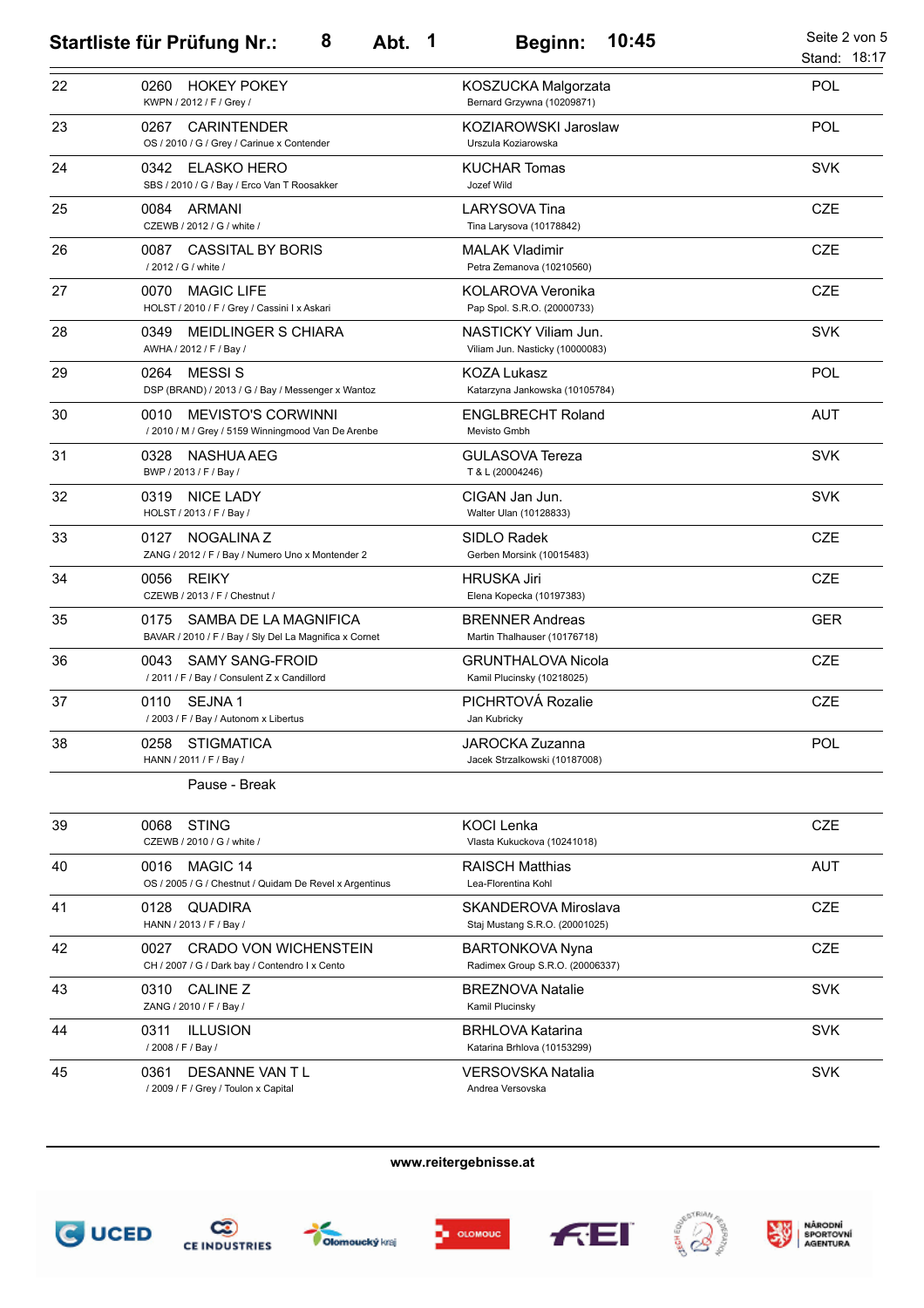## Startliste für Prüfung Nr.: 8 Abt. 1 Beginn: 10:45

Stand: 18:17

| | | | |
|---|---|---|---|
| 22 | 0260 HOKEY POKEY<br>KWPN / 2012 / F / Grey / | KOSZUCKA Malgorzata<br>Bernard Grzywna (10209871) | POL |
| 23 | 0267 CARINTENDER<br>OS / 2010 / G / Grey / Carinue x Contender | KOZIAROWSKI Jaroslaw<br>Urszula Koziarowska | POL |
| 24 | 0342 ELASKO HERO<br>SBS / 2010 / G / Bay / Erco Van T Roosakker | KUCHAR Tomas<br>Jozef Wild | SVK |
| 25 | 0084 ARMANI<br>CZEWB / 2012 / G / white / | LARYSOVA Tina<br>Tina Larysova (10178842) | CZE |
| 26 | 0087 CASSITAL BY BORIS<br>/ 2012 / G / white / | MALAK Vladimir<br>Petra Zemanova (10210560) | CZE |
| 27 | 0070 MAGIC LIFE<br>HOLST / 2010 / F / Grey / Cassini I x Askari | KOLAROVA Veronika<br>Pap Spol. S.R.O. (20000733) | CZE |
| 28 | 0349 MEIDLINGER S CHIARA<br>AWHA / 2012 / F / Bay / | NASTICKY Viliam Jun.<br>Viliam Jun. Nasticky (10000083) | SVK |
| 29 | 0264 MESSI S<br>DSP (BRAND) / 2013 / G / Bay / Messenger x Wantoz | KOZA Lukasz<br>Katarzyna Jankowska (10105784) | POL |
| 30 | 0010 MEVISTO'S CORWINNI<br>/ 2010 / M / Grey / 5159 Winningmood Van De Arenbe | ENGLBRECHT Roland<br>Mevisto Gmbh | AUT |
| 31 | 0328 NASHUA AEG<br>BWP / 2013 / F / Bay / | GULASOVA Tereza<br>T & L (20004246) | SVK |
| 32 | 0319 NICE LADY<br>HOLST / 2013 / F / Bay / | CIGAN Jan Jun.<br>Walter Ulan (10128833) | SVK |
| 33 | 0127 NOGALINA Z<br>ZANG / 2012 / F / Bay / Numero Uno x Montender 2 | SIDLO Radek<br>Gerben Morsink (10015483) | CZE |
| 34 | 0056 REIKY<br>CZEWB / 2013 / F / Chestnut / | HRUSKA Jiri<br>Elena Kopecka (10197383) | CZE |
| 35 | 0175 SAMBA DE LA MAGNIFICA<br>BAVAR / 2010 / F / Bay / Sly Del La Magnifica x Cornet | BRENNER Andreas<br>Martin Thalhauser (10176718) | GER |
| 36 | 0043 SAMY SANG-FROID<br>/ 2011 / F / Bay / Consulent Z x Candillord | GRUNTHALOVA Nicola<br>Kamil Plucinsky (10218025) | CZE |
| 37 | 0110 SEJNA 1<br>/ 2003 / F / Bay / Autonom x Libertus | PICHRTOVÁ Rozalie<br>Jan Kubricky | CZE |
| 38 | 0258 STIGMATICA<br>HANN / 2011 / F / Bay / | JAROCKA Zuzanna<br>Jacek Strzalkowski (10187008) | POL |
| | Pause - Break | | |
| 39 | 0068 STING<br>CZEWB / 2010 / G / white / | KOCI Lenka<br>Vlasta Kukuckova (10241018) | CZE |
| 40 | 0016 MAGIC 14<br>OS / 2005 / G / Chestnut / Quidam De Revel x Argentinus | RAISCH Matthias<br>Lea-Florentina Kohl | AUT |
| 41 | 0128 QUADIRA<br>HANN / 2013 / F / Bay / | SKANDEROVA Miroslava<br>Staj Mustang S.R.O. (20001025) | CZE |
| 42 | 0027 CRADO VON WICHENSTEIN<br>CH / 2007 / G / Dark bay / Contendro I x Cento | BARTONKOVA Nyna<br>Radimex Group S.R.O. (20006337) | CZE |
| 43 | 0310 CALINE Z<br>ZANG / 2010 / F / Bay / | BREZNOVA Natalie<br>Kamil Plucinsky | SVK |
| 44 | 0311 ILLUSION<br>/ 2008 / F / Bay / | BRHLOVA Katarina<br>Katarina Brhlova (10153299) | SVK |
| 45 | 0361 DESANNE VAN T L<br>/ 2009 / F / Grey / Toulon x Capital | VERSOVSKA Natalia<br>Andrea Versovska | SVK |

www.reitergebnisse.at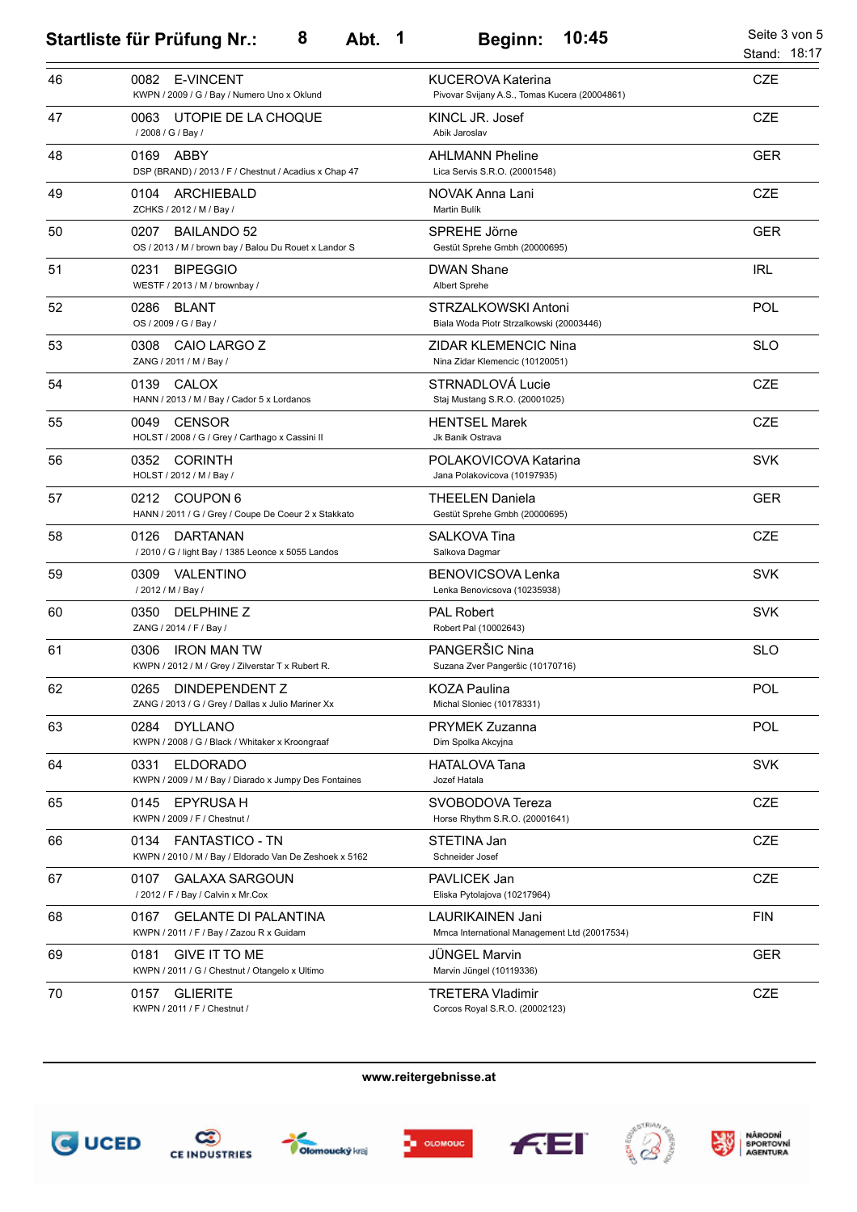## Startliste für Prüfung Nr.: 8 Abt. 1 Beginn: 10:45

Stand: 18:17

| Nr. | Pferd | Reiter | Nation |
|---|---|---|---|
| 46 | 0082 E-VINCENT<br>KWPN / 2009 / G / Bay / Numero Uno x Oklund | KUCEROVA Katerina<br>Pivovar Svijany A.S., Tomas Kucera (20004861) | CZE |
| 47 | 0063 UTOPIE DE LA CHOQUE<br>/ 2008 / G / Bay / | KINCL JR. Josef<br>Abik Jaroslav | CZE |
| 48 | 0169 ABBY<br>DSP (BRAND) / 2013 / F / Chestnut / Acadius x Chap 47 | AHLMANN Pheline<br>Lica Servis S.R.O. (20001548) | GER |
| 49 | 0104 ARCHIEBALD<br>ZCHKS / 2012 / M / Bay / | NOVAK Anna Lani<br>Martin Bulík | CZE |
| 50 | 0207 BAILANDO 52<br>OS / 2013 / M / brown bay / Balou Du Rouet x Landor S | SPREHE Jörne<br>Gestüt Sprehe Gmbh (20000695) | GER |
| 51 | 0231 BIPEGGIO<br>WESTF / 2013 / M / brownbay / | DWAN Shane<br>Albert Sprehe | IRL |
| 52 | 0286 BLANT<br>OS / 2009 / G / Bay / | STRZALKOWSKI Antoni<br>Biala Woda Piotr Strzalkowski (20003446) | POL |
| 53 | 0308 CAIO LARGO Z<br>ZANG / 2011 / M / Bay / | ZIDAR KLEMENCIC Nina<br>Nina Zidar Klemencic (10120051) | SLO |
| 54 | 0139 CALOX<br>HANN / 2013 / M / Bay / Cador 5 x Lordanos | STRNADLOVÁ Lucie<br>Staj Mustang S.R.O. (20001025) | CZE |
| 55 | 0049 CENSOR<br>HOLST / 2008 / G / Grey / Carthago x Cassini II | HENTSEL Marek<br>Jk Banik Ostrava | CZE |
| 56 | 0352 CORINTH<br>HOLST / 2012 / M / Bay / | POLAKOVICOVA Katarina<br>Jana Polakovicova (10197935) | SVK |
| 57 | 0212 COUPON 6<br>HANN / 2011 / G / Grey / Coupe De Coeur 2 x Stakkato | THEELEN Daniela<br>Gestüt Sprehe Gmbh (20000695) | GER |
| 58 | 0126 DARTANAN<br>/ 2010 / G / light Bay / 1385 Leonce x 5055 Landos | SALKOVA Tina<br>Salkova Dagmar | CZE |
| 59 | 0309 VALENTINO<br>/ 2012 / M / Bay / | BENOVICSOVA Lenka<br>Lenka Benovicsova (10235938) | SVK |
| 60 | 0350 DELPHINE Z<br>ZANG / 2014 / F / Bay / | PAL Robert<br>Robert Pal (10002643) | SVK |
| 61 | 0306 IRON MAN TW<br>KWPN / 2012 / M / Grey / Zilverstar T x Rubert R. | PANGERŠIC Nina<br>Suzana Zver Pangeršic (10170716) | SLO |
| 62 | 0265 DINDEPENDENT Z<br>ZANG / 2013 / G / Grey / Dallas x Julio Mariner Xx | KOZA Paulina<br>Michal Sloniec (10178331) | POL |
| 63 | 0284 DYLLANO<br>KWPN / 2008 / G / Black / Whitaker x Kroongraaf | PRYMEK Zuzanna<br>Dim Spolka Akcyjna | POL |
| 64 | 0331 ELDORADO<br>KWPN / 2009 / M / Bay / Diarado x Jumpy Des Fontaines | HATALOVA Tana<br>Jozef Hatala | SVK |
| 65 | 0145 EPYRUSA H<br>KWPN / 2009 / F / Chestnut / | SVOBODOVA Tereza<br>Horse Rhythm S.R.O. (20001641) | CZE |
| 66 | 0134 FANTASTICO - TN<br>KWPN / 2010 / M / Bay / Eldorado Van De Zeshoek x 5162 | STETINA Jan<br>Schneider Josef | CZE |
| 67 | 0107 GALAXA SARGOUN<br>/ 2012 / F / Bay / Calvin x Mr.Cox | PAVLICEK Jan<br>Eliska Pytolajova (10217964) | CZE |
| 68 | 0167 GELANTE DI PALANTINA<br>KWPN / 2011 / F / Bay / Zazou R x Guidam | LAURIKAINEN Jani<br>Mmca International Management Ltd (20017534) | FIN |
| 69 | 0181 GIVE IT TO ME<br>KWPN / 2011 / G / Chestnut / Otangelo x Ultimo | JÜNGEL Marvin<br>Marvin Jüngel (10119336) | GER |
| 70 | 0157 GLIERITE<br>KWPN / 2011 / F / Chestnut / | TRETERA Vladimir<br>Corcos Royal S.R.O. (20002123) | CZE |

**www.reitergebnisse.at**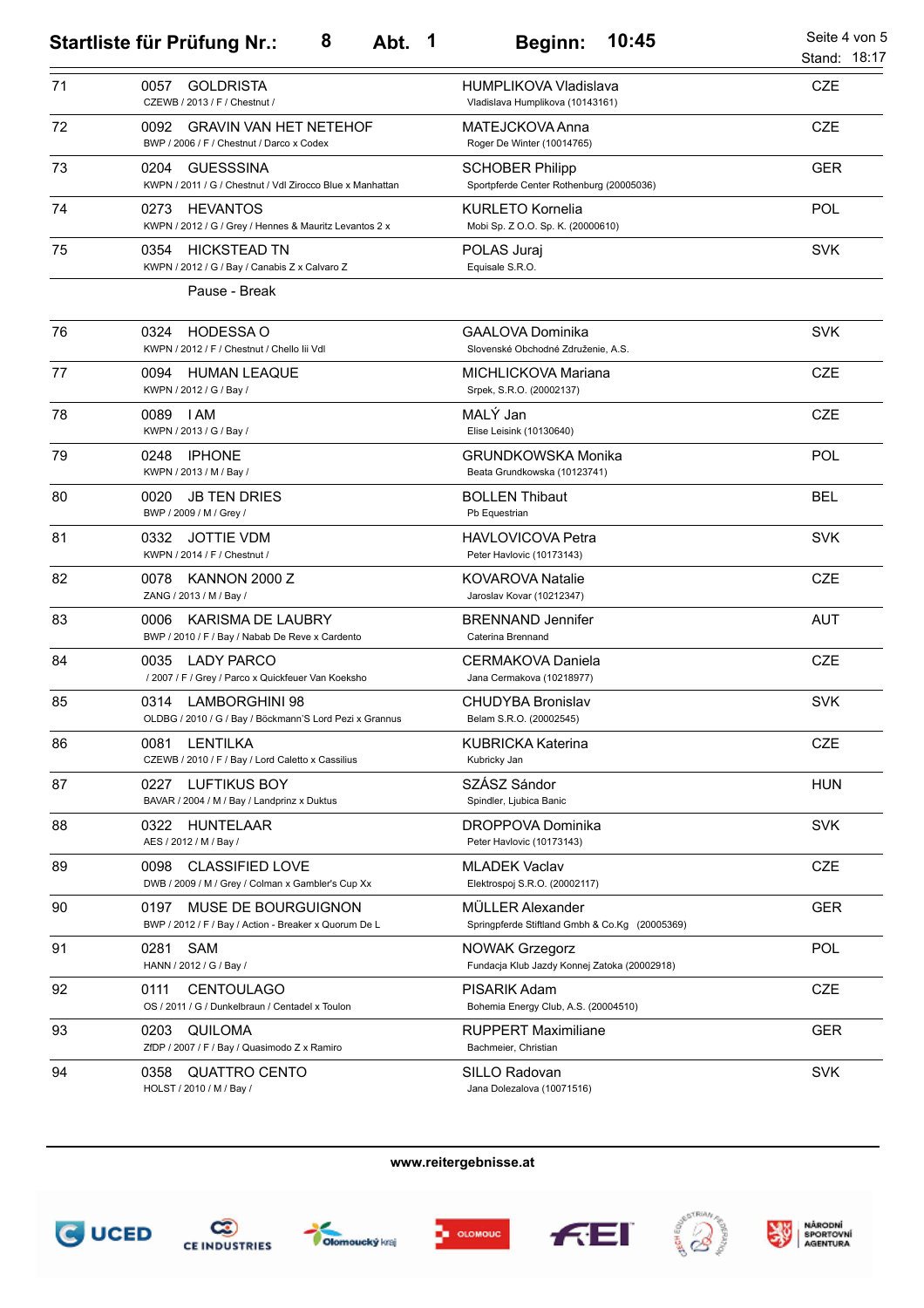## Startliste für Prüfung Nr.: 8 Abt. 1 Beginn: 10:45

Stand: 18:17

| Nr. | Pferd | Reiter / Besitzer | Nation |
|---|---|---|---|
| 71 | 0057 GOLDRISTA<br>CZEWB / 2013 / F / Chestnut / | HUMPLIKOVA Vladislava<br>Vladislava Humplikova (10143161) | CZE |
| 72 | 0092 GRAVIN VAN HET NETEHOF<br>BWP / 2006 / F / Chestnut / Darco x Codex | MATEJCKOVA Anna<br>Roger De Winter (10014765) | CZE |
| 73 | 0204 GUESSSINA<br>KWPN / 2011 / G / Chestnut / Vdl Zirocco Blue x Manhattan | SCHOBER Philipp<br>Sportpferde Center Rothenburg (20005036) | GER |
| 74 | 0273 HEVANTOS<br>KWPN / 2012 / G / Grey / Hennes & Mauritz Levantos 2 x | KURLETO Kornelia<br>Mobi Sp. Z O.O. Sp. K. (20000610) | POL |
| 75 | 0354 HICKSTEAD TN<br>KWPN / 2012 / G / Bay / Canabis Z x Calvaro Z | POLAS Juraj<br>Equisale S.R.O. | SVK |
| | Pause - Break | | |
| 76 | 0324 HODESSA O<br>KWPN / 2012 / F / Chestnut / Chello Iii Vdl | GAALOVA Dominika<br>Slovenské Obchodné Združenie, A.S. | SVK |
| 77 | 0094 HUMAN LEAQUE<br>KWPN / 2012 / G / Bay / | MICHLICKOVA Mariana<br>Srpek, S.R.O. (20002137) | CZE |
| 78 | 0089 I AM<br>KWPN / 2013 / G / Bay / | MALÝ Jan<br>Elise Leisink (10130640) | CZE |
| 79 | 0248 IPHONE<br>KWPN / 2013 / M / Bay / | GRUNDKOWSKA Monika<br>Beata Grundkowska (10123741) | POL |
| 80 | 0020 JB TEN DRIES<br>BWP / 2009 / M / Grey / | BOLLEN Thibaut<br>Pb Equestrian | BEL |
| 81 | 0332 JOTTIE VDM<br>KWPN / 2014 / F / Chestnut / | HAVLOVICOVA Petra<br>Peter Havlovic (10173143) | SVK |
| 82 | 0078 KANNON 2000 Z<br>ZANG / 2013 / M / Bay / | KOVAROVA Natalie<br>Jaroslav Kovar (10212347) | CZE |
| 83 | 0006 KARISMA DE LAUBRY<br>BWP / 2010 / F / Bay / Nabab De Reve x Cardento | BRENNAND Jennifer<br>Caterina Brennand | AUT |
| 84 | 0035 LADY PARCO<br>/ 2007 / F / Grey / Parco x Quickfeuer Van Koeksho | CERMAKOVA Daniela<br>Jana Cermakova (10218977) | CZE |
| 85 | 0314 LAMBORGHINI 98<br>OLDBG / 2010 / G / Bay / Böckmann'S Lord Pezi x Grannus | CHUDYBA Bronislav<br>Belam S.R.O. (20002545) | SVK |
| 86 | 0081 LENTILKA<br>CZEWB / 2010 / F / Bay / Lord Caletto x Cassilius | KUBRICKA Katerina<br>Kubricky Jan | CZE |
| 87 | 0227 LUFTIKUS BOY<br>BAVAR / 2004 / M / Bay / Landprinz x Duktus | SZÁSZ Sándor<br>Spindler, Ljubica Banic | HUN |
| 88 | 0322 HUNTELAAR<br>AES / 2012 / M / Bay / | DROPPOVA Dominika<br>Peter Havlovic (10173143) | SVK |
| 89 | 0098 CLASSIFIED LOVE<br>DWB / 2009 / M / Grey / Colman x Gambler's Cup Xx | MLADEK Vaclav<br>Elektrospoj S.R.O. (20002117) | CZE |
| 90 | 0197 MUSE DE BOURGUIGNON<br>BWP / 2012 / F / Bay / Action - Breaker x Quorum De L | MÜLLER Alexander<br>Springpferde Stiftland Gmbh & Co.Kg (20005369) | GER |
| 91 | 0281 SAM<br>HANN / 2012 / G / Bay / | NOWAK Grzegorz<br>Fundacja Klub Jazdy Konnej Zatoka (20002918) | POL |
| 92 | 0111 CENTOULAGO<br>OS / 2011 / G / Dunkelbraun / Centadel x Toulon | PISARIK Adam<br>Bohemia Energy Club, A.S. (20004510) | CZE |
| 93 | 0203 QUILOMA<br>ZfDP / 2007 / F / Bay / Quasimodo Z x Ramiro | RUPPERT Maximiliane<br>Bachmeier, Christian | GER |
| 94 | 0358 QUATTRO CENTO<br>HOLST / 2010 / M / Bay / | SILLO Radovan<br>Jana Dolezalova (10071516) | SVK |

www.reitergebnisse.at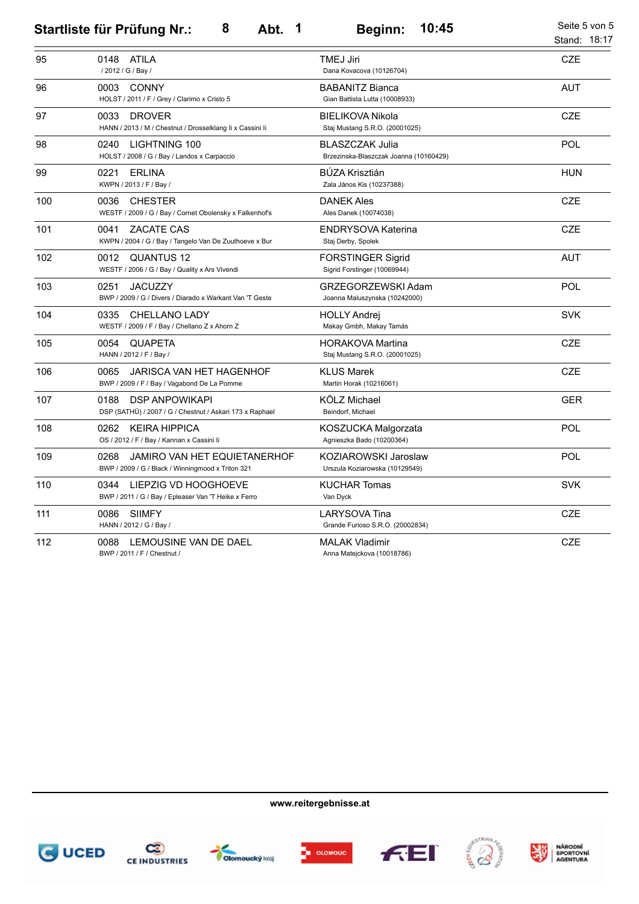# Startliste für Prüfung Nr.: 8 Abt. 1 Beginn: 10:45

Stand: 18:17

| | | | |
|---|---|---|---|
| 95 | 0148 ATILA<br>/ 2012 / G / Bay / | TMEJ Jiri<br>Dana Kovacova (10126704) | CZE |
| 96 | 0003 CONNY<br>HOLST / 2011 / F / Grey / Clarimo x Cristo 5 | BABANITZ Bianca<br>Gian Battista Lutta (10008933) | AUT |
| 97 | 0033 DROVER<br>HANN / 2013 / M / Chestnut / Drosselklang Ii x Cassini Ii | BIELIKOVA Nikola<br>Staj Mustang S.R.O. (20001025) | CZE |
| 98 | 0240 LIGHTNING 100<br>HOLST / 2008 / G / Bay / Landos x Carpaccio | BLASZCZAK Julia<br>Brzezinska-Blaszczak Joanna (10160429) | POL |
| 99 | 0221 ERLINA<br>KWPN / 2013 / F / Bay / | BÚZA Krisztián<br>Zala János Kis (10237388) | HUN |
| 100 | 0036 CHESTER<br>WESTF / 2009 / G / Bay / Cornet Obolensky x Falkenhof's | DANEK Ales<br>Ales Danek (10074038) | CZE |
| 101 | 0041 ZACATE CAS<br>KWPN / 2004 / G / Bay / Tangelo Van De Zuuthoeve x Bur | ENDRYSOVA Katerina<br>Staj Derby, Spolek | CZE |
| 102 | 0012 QUANTUS 12<br>WESTF / 2006 / G / Bay / Quality x Ars Vivendi | FORSTINGER Sigrid<br>Sigrid Forstinger (10069944) | AUT |
| 103 | 0251 JACUZZY<br>BWP / 2009 / G / Divers / Diarado x Warkant Van 'T Geste | GRZEGORZEWSKI Adam<br>Joanna Maluszynska (10242000) | POL |
| 104 | 0335 CHELLANO LADY<br>WESTF / 2009 / F / Bay / Chellano Z x Ahorn Z | HOLLY Andrej<br>Makay Gmbh, Makay Tamás | SVK |
| 105 | 0054 QUAPETA<br>HANN / 2012 / F / Bay / | HORAKOVA Martina<br>Staj Mustang S.R.O. (20001025) | CZE |
| 106 | 0065 JARISCA VAN HET HAGENHOF<br>BWP / 2009 / F / Bay / Vagabond De La Pomme | KLUS Marek<br>Martin Horak (10216061) | CZE |
| 107 | 0188 DSP ANPOWIKAPI<br>DSP (SATHÜ) / 2007 / G / Chestnut / Askari 173 x Raphael | KÖLZ Michael<br>Beindorf, Michael | GER |
| 108 | 0262 KEIRA HIPPICA<br>OS / 2012 / F / Bay / Kannan x Cassini Ii | KOSZUCKA Malgorzata<br>Agnieszka Bado (10200364) | POL |
| 109 | 0268 JAMIRO VAN HET EQUIETANERHOF<br>BWP / 2009 / G / Black / Winningmood x Triton 321 | KOZIAROWSKI Jaroslaw<br>Urszula Koziarowska (10129549) | POL |
| 110 | 0344 LIEPZIG VD HOOGHOEVE<br>BWP / 2011 / G / Bay / Epleaser Van 'T Heike x Ferro | KUCHAR Tomas<br>Van Dyck | SVK |
| 111 | 0086 SIIMFY<br>HANN / 2012 / G / Bay / | LARYSOVA Tina<br>Grande Furioso S.R.O. (20002834) | CZE |
| 112 | 0088 LEMOUSINE VAN DE DAEL<br>BWP / 2011 / F / Chestnut / | MALAK Vladimir<br>Anna Matejckova (10018786) | CZE |

www.reitergebnisse.at